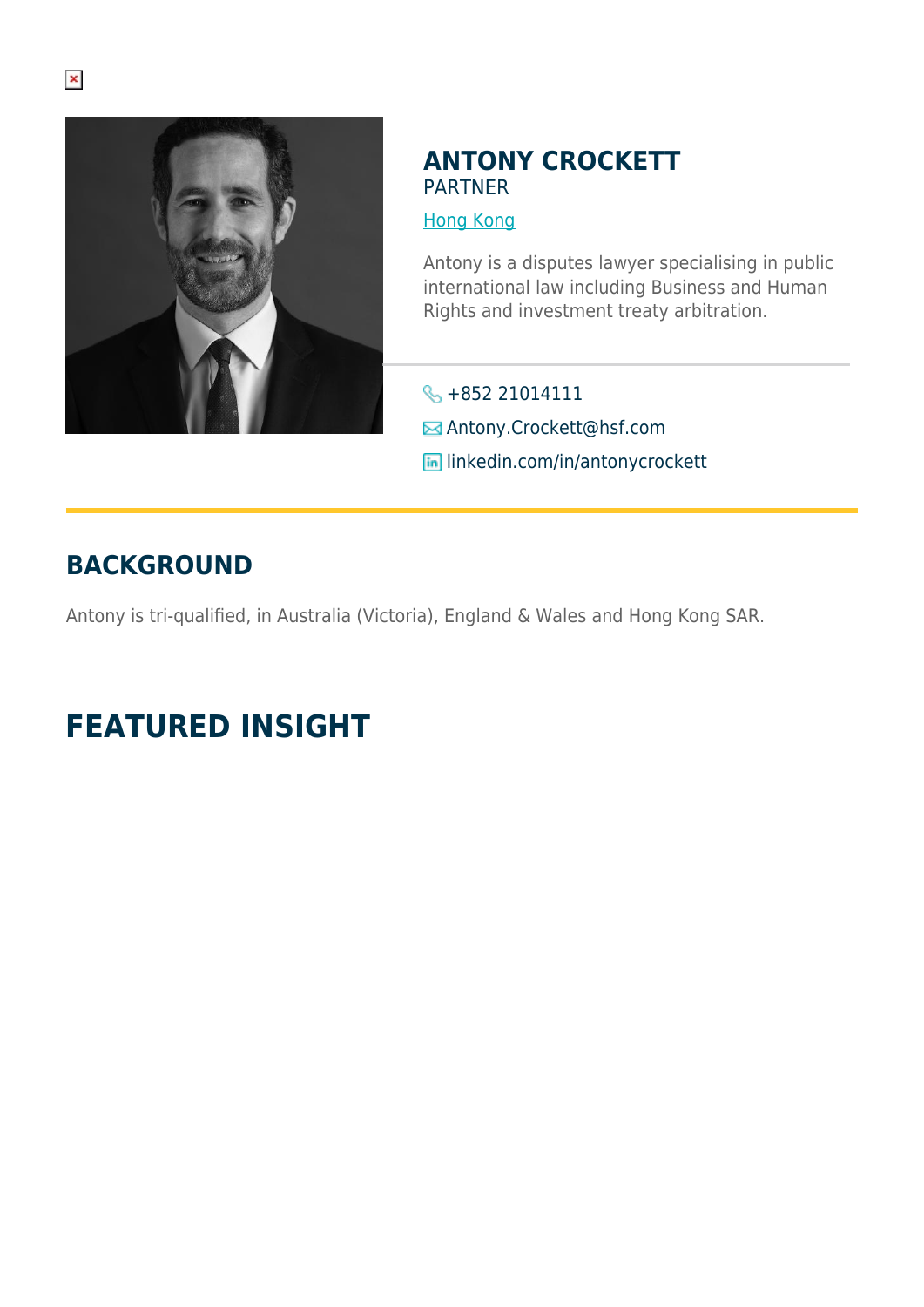# ANTONY CROCKETT

PARTNER

Hong Kong

Antony is a disputes lawyer specialising in public international law including Business and Human Rights and investment treaty arbitration.

+852 21014111

Antony.Crockett@hsf.com

linkedin.com/in/antonycrockett

## BACKGROUND

Antony is tri-qualified, in Australia (Victoria), England & Wales and Hong Kong SAR.

## FEATURED INSIGHT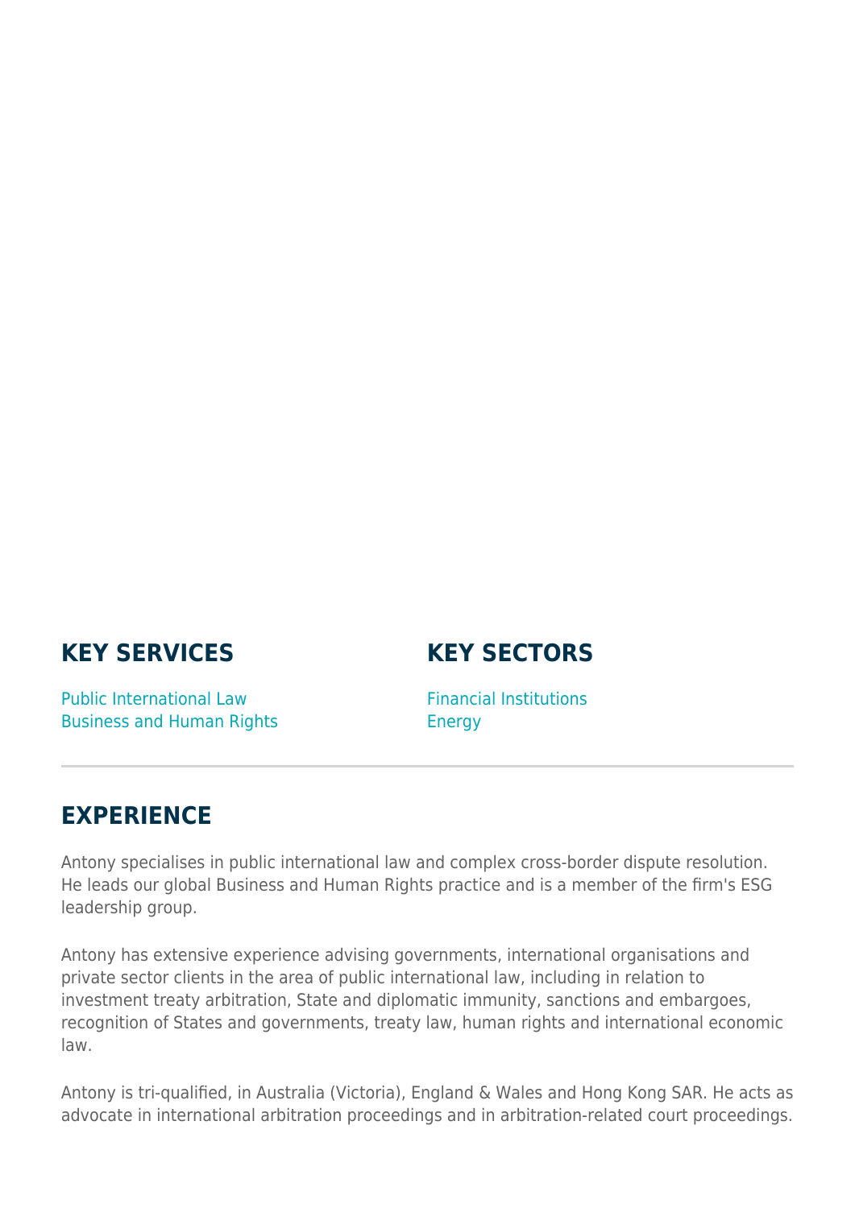## KEY SERVICES

Public International Law
Business and Human Rights

## KEY SECTORS

Financial Institutions
Energy

---

## EXPERIENCE

Antony specialises in public international law and complex cross-border dispute resolution. He leads our global Business and Human Rights practice and is a member of the firm's ESG leadership group.

Antony has extensive experience advising governments, international organisations and private sector clients in the area of public international law, including in relation to investment treaty arbitration, State and diplomatic immunity, sanctions and embargoes, recognition of States and governments, treaty law, human rights and international economic law.

Antony is tri-qualified, in Australia (Victoria), England & Wales and Hong Kong SAR. He acts as advocate in international arbitration proceedings and in arbitration-related court proceedings.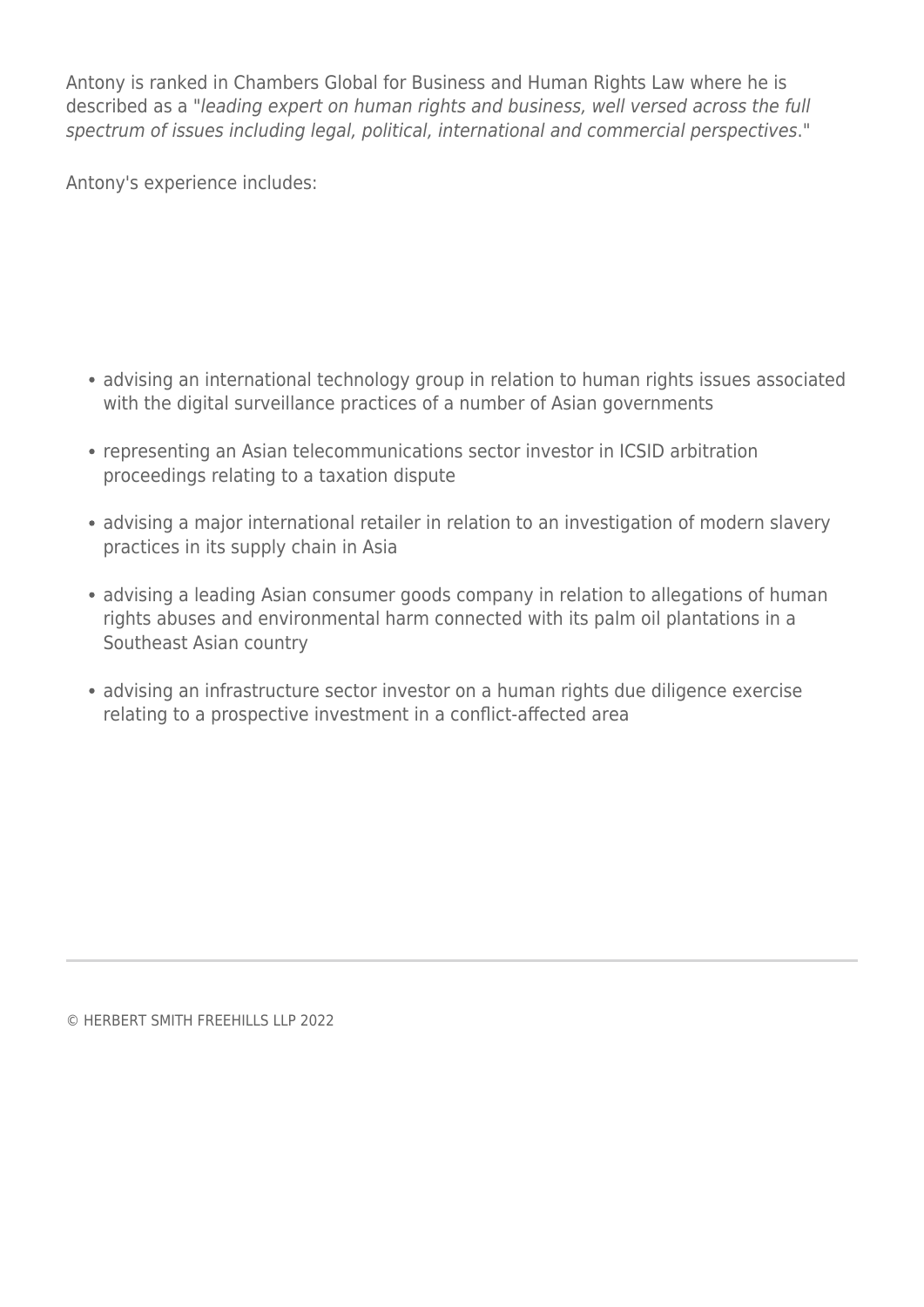Antony is ranked in Chambers Global for Business and Human Rights Law where he is described as a "*leading expert on human rights and business, well versed across the full spectrum of issues including legal, political, international and commercial perspectives*."

Antony's experience includes:

- advising an international technology group in relation to human rights issues associated with the digital surveillance practices of a number of Asian governments
- representing an Asian telecommunications sector investor in ICSID arbitration proceedings relating to a taxation dispute
- advising a major international retailer in relation to an investigation of modern slavery practices in its supply chain in Asia
- advising a leading Asian consumer goods company in relation to allegations of human rights abuses and environmental harm connected with its palm oil plantations in a Southeast Asian country
- advising an infrastructure sector investor on a human rights due diligence exercise relating to a prospective investment in a conflict-affected area

© HERBERT SMITH FREEHILLS LLP 2022